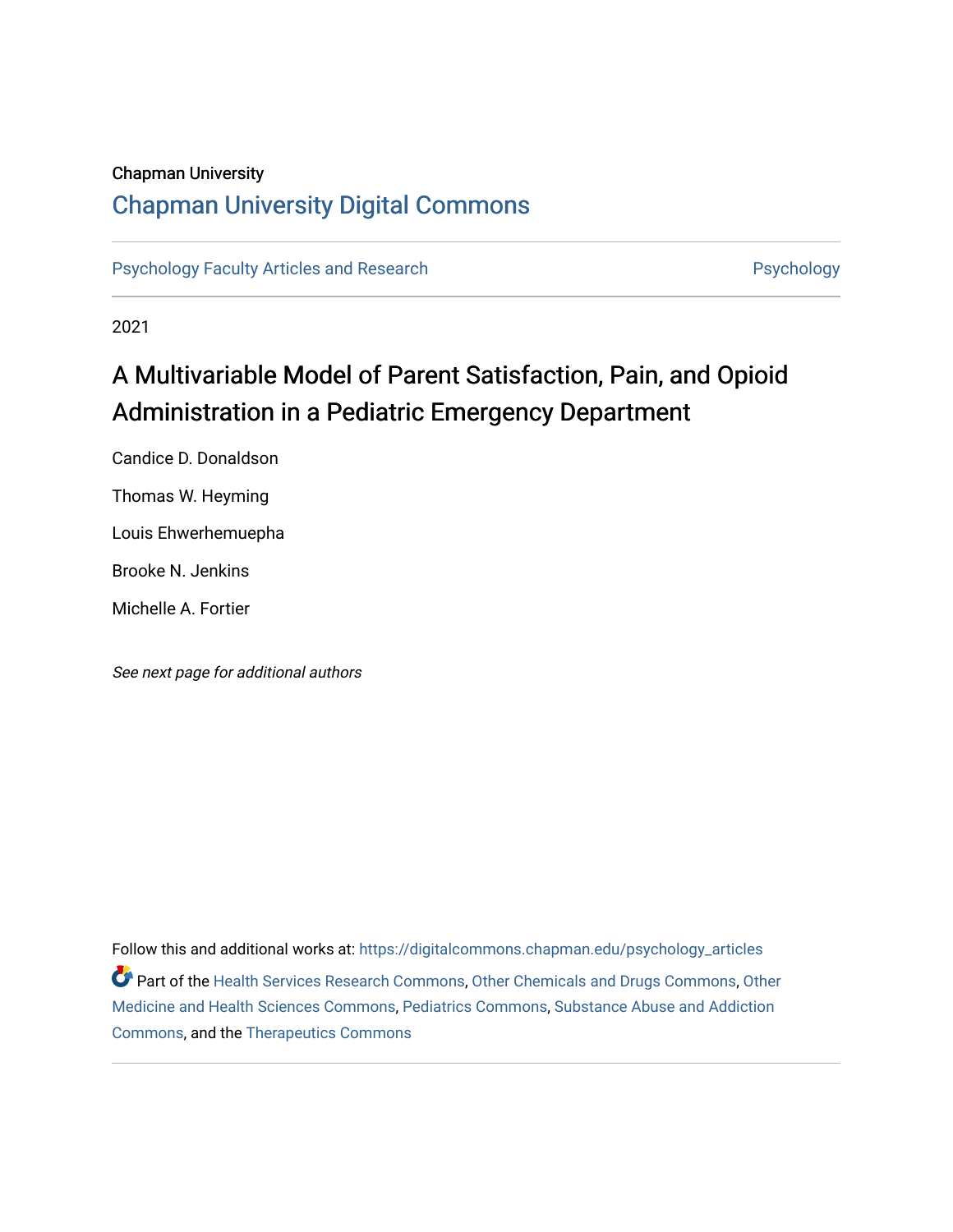Chapman University

## Chapman University Digital Commons

Psychology Faculty Articles and Research | Psychology

2021

# A Multivariable Model of Parent Satisfaction, Pain, and Opioid Administration in a Pediatric Emergency Department

Candice D. Donaldson

Thomas W. Heyming

Louis Ehwerhemuepha

Brooke N. Jenkins

Michelle A. Fortier

*See next page for additional authors*

Follow this and additional works at: https://digitalcommons.chapman.edu/psychology_articles

Part of the Health Services Research Commons, Other Chemicals and Drugs Commons, Other Medicine and Health Sciences Commons, Pediatrics Commons, Substance Abuse and Addiction Commons, and the Therapeutics Commons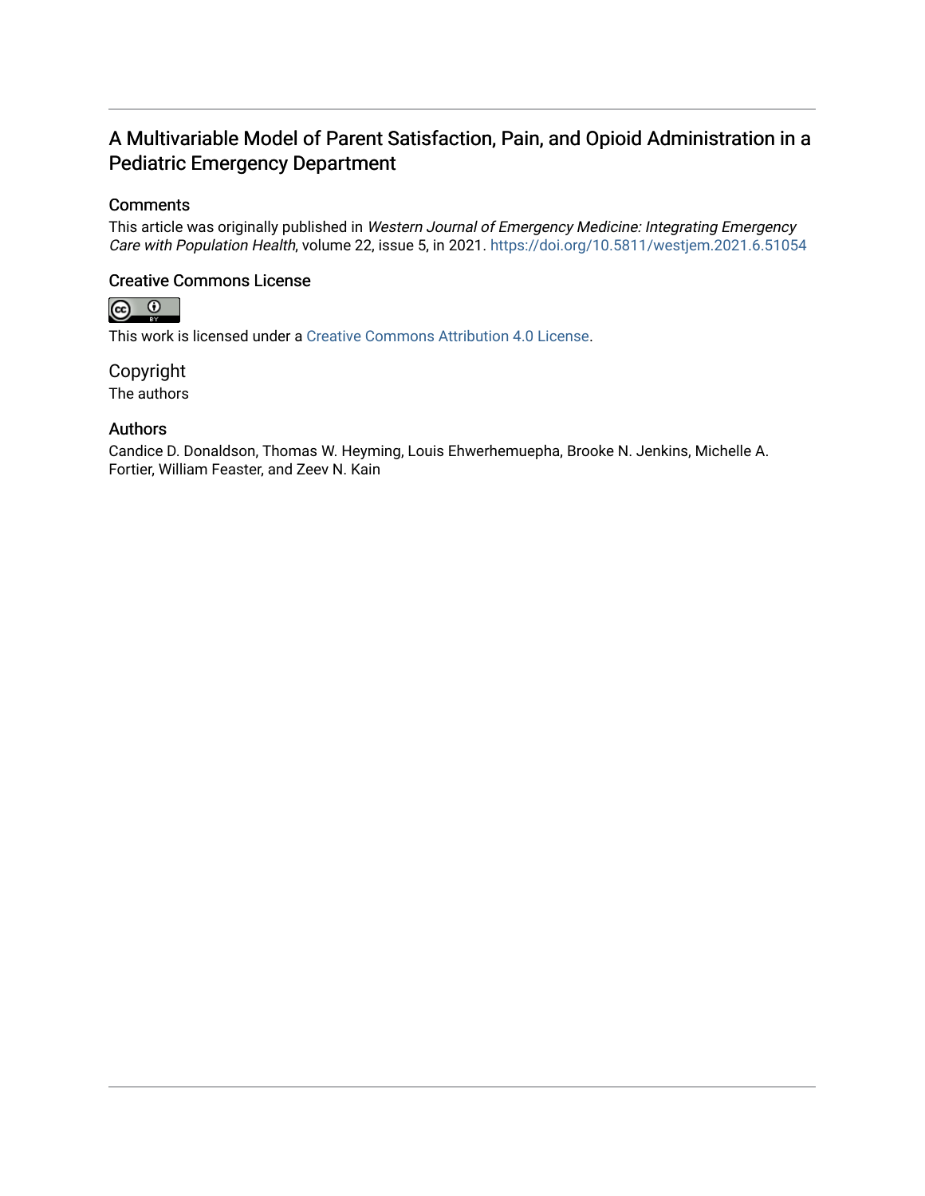# A Multivariable Model of Parent Satisfaction, Pain, and Opioid Administration in a Pediatric Emergency Department

## Comments

This article was originally published in *Western Journal of Emergency Medicine: Integrating Emergency Care with Population Health*, volume 22, issue 5, in 2021. https://doi.org/10.5811/westjem.2021.6.51054

## Creative Commons License

This work is licensed under a Creative Commons Attribution 4.0 License.

## Copyright

The authors

## Authors

Candice D. Donaldson, Thomas W. Heyming, Louis Ehwerhemuepha, Brooke N. Jenkins, Michelle A. Fortier, William Feaster, and Zeev N. Kain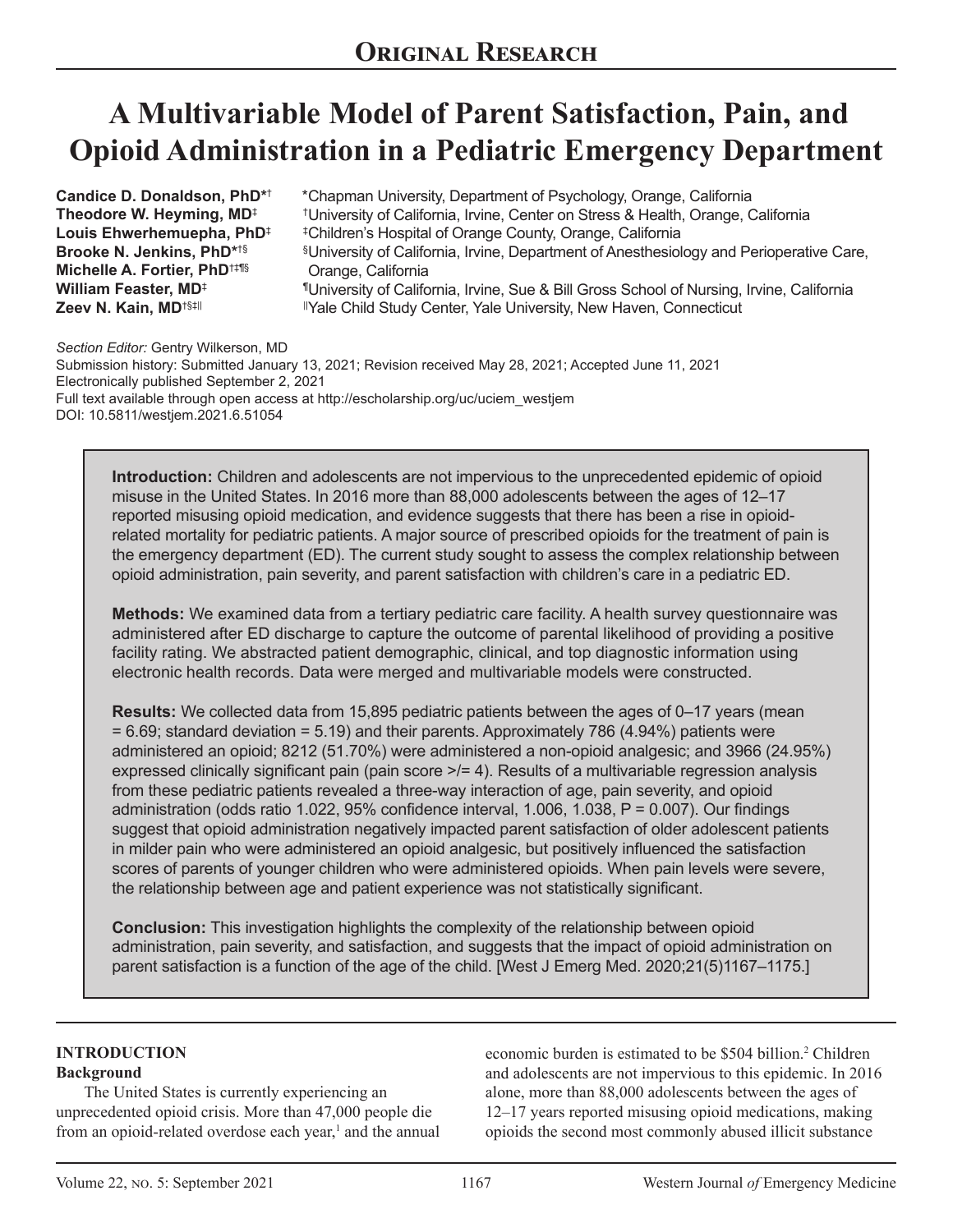# Original Research

# A Multivariable Model of Parent Satisfaction, Pain, and Opioid Administration in a Pediatric Emergency Department

**Candice D. Donaldson, PhD***[†]
**Theodore W. Heyming, MD**[‡]
**Louis Ehwerhemuepha, PhD**[‡]
**Brooke N. Jenkins, PhD***[†§]
**Michelle A. Fortier, PhD**[†‡¶§]
**William Feaster, MD**[‡]
**Zeev N. Kain, MD**[†§‡||]

*Chapman University, Department of Psychology, Orange, California
[†]University of California, Irvine, Center on Stress & Health, Orange, California
[‡]Children's Hospital of Orange County, Orange, California
[§]University of California, Irvine, Department of Anesthesiology and Perioperative Care, Orange, California
[¶]University of California, Irvine, Sue & Bill Gross School of Nursing, Irvine, California
[||]Yale Child Study Center, Yale University, New Haven, Connecticut

*Section Editor:* Gentry Wilkerson, MD
Submission history: Submitted January 13, 2021; Revision received May 28, 2021; Accepted June 11, 2021
Electronically published September 2, 2021
Full text available through open access at http://escholarship.org/uc/uciem_westjem
DOI: 10.5811/westjem.2021.6.51054

**Introduction:** Children and adolescents are not impervious to the unprecedented epidemic of opioid misuse in the United States. In 2016 more than 88,000 adolescents between the ages of 12–17 reported misusing opioid medication patients, and evidence suggests that there has been a rise in opioid-related mortality for pediatric patients. A major source of prescribed opioids for the treatment of pain is the emergency department (ED). The current study sought to assess the complex relationship between opioid administration, pain severity, and parent satisfaction with children's care in a pediatric ED.

**Methods:** We examined data from a tertiary pediatric care facility. A health survey questionnaire was administered after ED discharge to capture the outcome of parental likelihood of providing a positive facility rating. We abstracted patient demographic, clinical, and top diagnostic information using electronic health records. Data were merged and multivariable models were constructed.

**Results:** We collected data from 15,895 pediatric patients between the ages of 0–17 years (mean = 6.69; standard deviation = 5.19) and their parents. Approximately 786 (4.94%) patients were administered an opioid; 8212 (51.70%) were administered a non-opioid analgesic; and 3966 (24.95%) expressed clinically significant pain (pain score >/= 4). Results of a multivariable regression analysis from these pediatric patients revealed a three-way interaction of age, pain severity, and opioid administration (odds ratio 1.022, 95% confidence interval, 1.006, 1.038, P = 0.007). Our findings suggest that opioid administration negatively impacted parent satisfaction of older adolescent patients in milder pain who were administered an opioid analgesic, but positively influenced the satisfaction scores of parents of younger children who were administered opioids. When pain levels were severe, the relationship between age and patient experience was not statistically significant.

**Conclusion:** This investigation highlights the complexity of the relationship between opioid administration, pain severity, and satisfaction, and suggests that the impact of opioid administration on parent satisfaction is a function of the age of the child. [West J Emerg Med. 2020;21(5)1167–1175.]

## INTRODUCTION

### Background

The United States is currently experiencing an unprecedented opioid crisis. More than 47,000 people die from an opioid-related overdose each year,[1] and the annual economic burden is estimated to be $504 billion.[2] Children and adolescents are not impervious to this epidemic. In 2016 alone, more than 88,000 adolescents between the ages of 12–17 years reported misusing opioid medications, making opioids the second most commonly abused illicit substance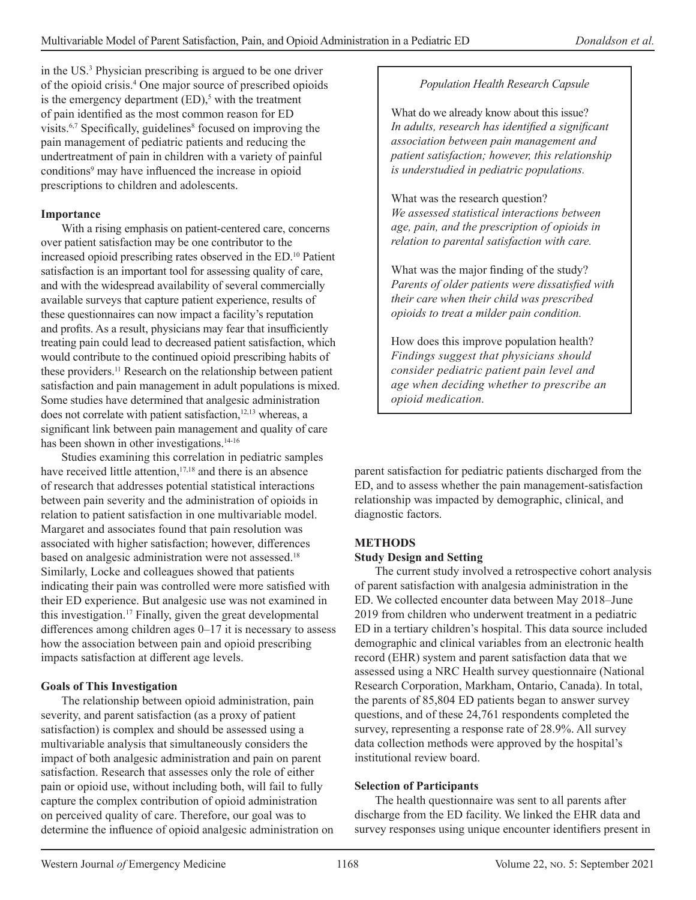in the US.[3] Physician prescribing is argued to be one driver of the opioid crisis.[4] One major source of prescribed opioids is the emergency department (ED),[5] with the treatment of pain identified as the most common reason for ED visits.[6,7] Specifically, guidelines[8] focused on improving the pain management of pediatric patients and reducing the undertreatment of pain in children with a variety of painful conditions[9] may have influenced the increase in opioid prescriptions to children and adolescents.

### Importance

With a rising emphasis on patient-centered care, concerns over patient satisfaction may be one contributor to the increased opioid prescribing rates observed in the ED.[10] Patient satisfaction is an important tool for assessing quality of care, and with the widespread availability of several commercially available surveys that capture patient experience, results of these questionnaires can now impact a facility's reputation and profits. As a result, physicians may fear that insufficiently treating pain could lead to decreased patient satisfaction, which would contribute to the continued opioid prescribing habits of these providers.[11] Research on the relationship between patient satisfaction and pain management in adult populations is mixed. Some studies have determined that analgesic administration does not correlate with patient satisfaction,[12,13] whereas, a significant link between pain management and quality of care has been shown in other investigations.[14-16]

Studies examining this correlation in pediatric samples have received little attention,[17,18] and there is an absence of research that addresses potential statistical interactions between pain severity and the administration of opioids in relation to patient satisfaction in one multivariable model. Margaret and associates found that pain resolution was associated with higher satisfaction; however, differences based on analgesic administration were not assessed.[18] Similarly, Locke and colleagues showed that patients indicating their pain was controlled were more satisfied with their ED experience. But analgesic use was not examined in this investigation.[17] Finally, given the great developmental differences among children ages 0–17 it is necessary to assess how the association between pain and opioid prescribing impacts satisfaction at different age levels.

### Goals of This Investigation

The relationship between opioid administration, pain severity, and parent satisfaction (as a proxy of patient satisfaction) is complex and should be assessed using a multivariable analysis that simultaneously considers the impact of both analgesic administration and pain on parent satisfaction. Research that assesses only the role of either pain or opioid use, without including both, will fail to fully capture the complex contribution of opioid administration on perceived quality of care. Therefore, our goal was to determine the influence of opioid analgesic administration on parent satisfaction for pediatric patients discharged from the ED, and to assess whether the pain management-satisfaction relationship was impacted by demographic, clinical, and diagnostic factors.

> *Population Health Research Capsule*
>
> What do we already know about this issue?
> *In adults, research has identified a significant association between pain management and patient satisfaction; however, this relationship is understudied in pediatric populations.*
>
> What was the research question?
> *We assessed statistical interactions between age, pain, and the prescription of opioids in relation to parental satisfaction with care.*
>
> What was the major finding of the study?
> *Parents of older patients were dissatisfied with their care when their child was prescribed opioids to treat a milder pain condition.*
>
> How does this improve population health?
> *Findings suggest that physicians should consider pediatric patient pain level and age when deciding whether to prescribe an opioid medication.*

## METHODS

### Study Design and Setting

The current study involved a retrospective cohort analysis of parent satisfaction with analgesia administration in the ED. We collected encounter data between May 2018–June 2019 from children who underwent treatment in a pediatric ED in a tertiary children's hospital. This data source included demographic and clinical variables from an electronic health record (EHR) system and parent satisfaction data that we assessed using a NRC Health survey questionnaire (National Research Corporation, Markham, Ontario, Canada). In total, the parents of 85,804 ED patients began to answer survey questions, and of these 24,761 respondents completed the survey, representing a response rate of 28.9%. All survey data collection methods were approved by the hospital's institutional review board.

### Selection of Participants

The health questionnaire was sent to all parents after discharge from the ED facility. We linked the EHR data and survey responses using unique encounter identifiers present in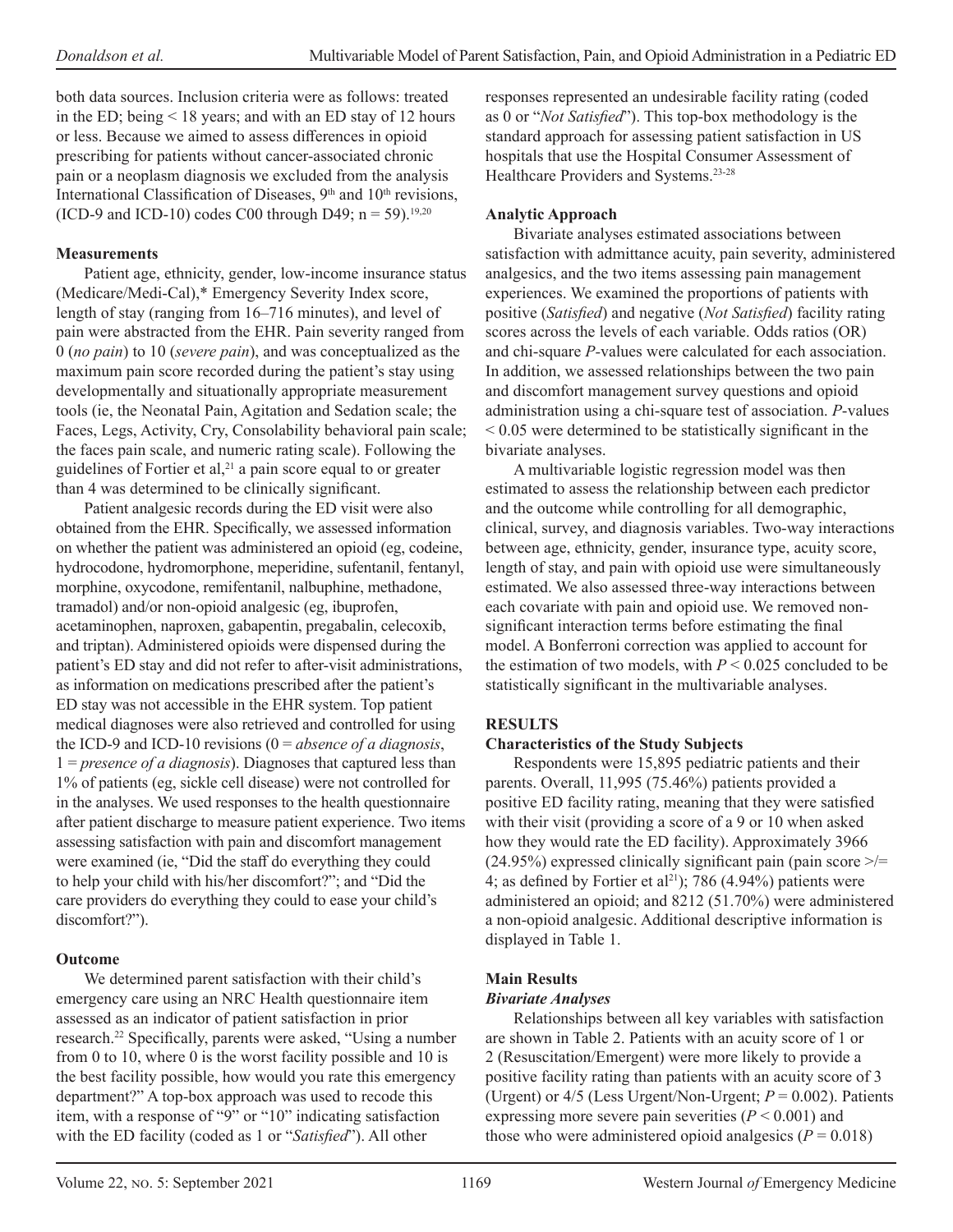both data sources. Inclusion criteria were as follows: treated in the ED; being < 18 years; and with an ED stay of 12 hours or less. Because we aimed to assess differences in opioid prescribing for patients without cancer-associated chronic pain or a neoplasm diagnosis we excluded from the analysis International Classification of Diseases, 9th and 10th revisions, (ICD-9 and ICD-10) codes C00 through D49; n = 59).[19,20]

**Measurements**

Patient age, ethnicity, gender, low-income insurance status (Medicare/Medi-Cal),* Emergency Severity Index score, length of stay (ranging from 16–716 minutes), and level of pain were abstracted from the EHR. Pain severity ranged from 0 (*no pain*) to 10 (*severe pain*), and was conceptualized as the maximum pain score recorded during the patient's stay using developmentally and situationally appropriate measurement tools (ie, the Neonatal Pain, Agitation and Sedation scale; the Faces, Legs, Activity, Cry, Consolability behavioral pain scale; the faces pain scale, and numeric rating scale). Following the guidelines of Fortier et al,[21] a pain score equal to or greater than 4 was determined to be clinically significant.

Patient analgesic records during the ED visit were also obtained from the EHR. Specifically, we assessed information on whether the patient was administered an opioid (eg, codeine, hydrocodone, hydromorphone, meperidine, sufentanil, fentanyl, morphine, oxycodone, remifentanil, nalbuphine, methadone, tramadol) and/or non-opioid analgesic (eg, ibuprofen, acetaminophen, naproxen, gabapentin, pregabalin, celecoxib, and triptan). Administered opioids were dispensed during the patient's ED stay and did not refer to after-visit administrations, as information on medications prescribed after the patient's ED stay was not accessible in the EHR system. Top patient medical diagnoses were also retrieved and controlled for using the ICD-9 and ICD-10 revisions (0 = *absence of a diagnosis*, 1 = *presence of a diagnosis*). Diagnoses that captured less than 1% of patients (eg, sickle cell disease) were not controlled for in the analyses. We used responses to the health questionnaire after patient discharge to measure patient experience. Two items assessing satisfaction with pain and discomfort management were examined (ie, "Did the staff do everything they could to help your child with his/her discomfort?"; and "Did the care providers do everything they could to ease your child's discomfort?").

**Outcome**

We determined parent satisfaction with their child's emergency care using an NRC Health questionnaire item assessed as an indicator of patient satisfaction in prior research.[22] Specifically, parents were asked, "Using a number from 0 to 10, where 0 is the worst facility possible and 10 is the best facility possible, how would you rate this emergency department?" A top-box approach was used to recode this item, with a response of "9" or "10" indicating satisfaction with the ED facility (coded as 1 or "*Satisfied*"). All other responses represented an undesirable facility rating (coded as 0 or "*Not Satisfied*"). This top-box methodology is the standard approach for assessing patient satisfaction in US hospitals that use the Hospital Consumer Assessment of Healthcare Providers and Systems.[23-28]

**Analytic Approach**

Bivariate analyses estimated associations between satisfaction with admittance acuity, pain severity, administered analgesics, and the two items assessing pain management experiences. We examined the proportions of patients with positive (*Satisfied*) and negative (*Not Satisfied*) facility rating scores across the levels of each variable. Odds ratios (OR) and chi-square *P*-values were calculated for each association. In addition, we assessed relationships between the two pain and discomfort management survey questions and opioid administration using a chi-square test of association. *P*-values < 0.05 were determined to be statistically significant in the bivariate analyses.

A multivariable logistic regression model was then estimated to assess the relationship between each predictor and the outcome while controlling for all demographic, clinical, survey, and diagnosis variables. Two-way interactions between age, ethnicity, gender, insurance type, acuity score, length of stay, and pain with opioid use were simultaneously estimated. We also assessed three-way interactions between each covariate with pain and opioid use. We removed non-significant interaction terms before estimating the final model. A Bonferroni correction was applied to account for the estimation of two models, with $P < 0.025$ concluded to be statistically significant in the multivariable analyses.

## RESULTS

### Characteristics of the Study Subjects

Respondents were 15,895 pediatric patients and their parents. Overall, 11,995 (75.46%) patients provided a positive ED facility rating, meaning that they were satisfied with their visit (providing a score of a 9 or 10 when asked how they would rate the ED facility). Approximately 3966 (24.95%) expressed clinically significant pain (pain score >/= 4; as defined by Fortier et al[21]); 786 (4.94%) patients were administered an opioid; and 8212 (51.70%) were administered a non-opioid analgesic. Additional descriptive information is displayed in Table 1.

### Main Results

#### *Bivariate Analyses*

Relationships between all key variables with satisfaction are shown in Table 2. Patients with an acuity score of 1 or 2 (Resuscitation/Emergent) were more likely to provide a positive facility rating than patients with an acuity score of 3 (Urgent) or 4/5 (Less Urgent/Non-Urgent; $P = 0.002$). Patients expressing more severe pain severities ($P < 0.001$) and those who were administered opioid analgesics ($P = 0.018$)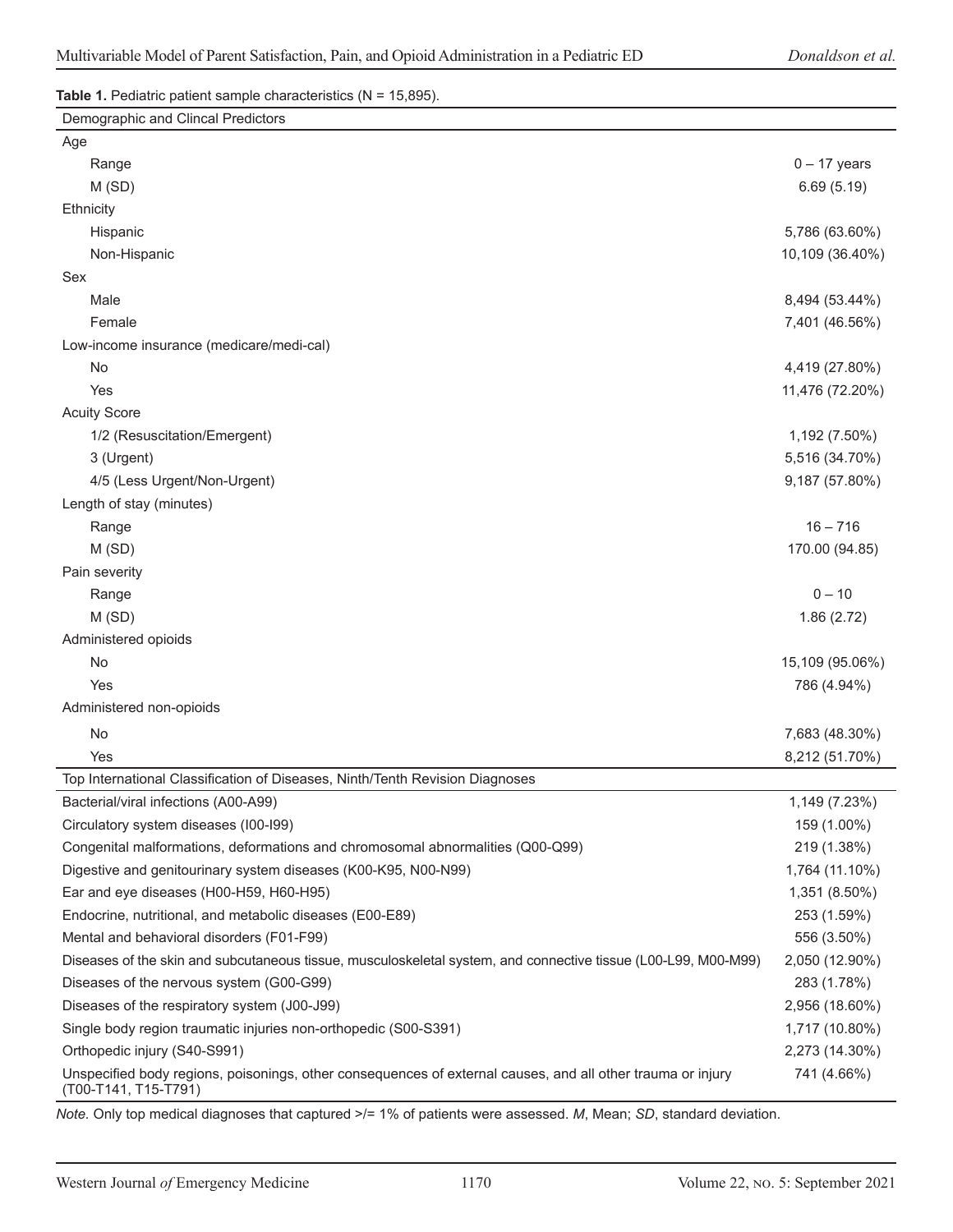**Table 1.** Pediatric patient sample characteristics (N = 15,895).

| Demographic and Clincal Predictors | |
|---|---|
| Age | |
| Range | 0 – 17 years |
| M (SD) | 6.69 (5.19) |
| Ethnicity | |
| Hispanic | 5,786 (63.60%) |
| Non-Hispanic | 10,109 (36.40%) |
| Sex | |
| Male | 8,494 (53.44%) |
| Female | 7,401 (46.56%) |
| Low-income insurance (medicare/medi-cal) | |
| No | 4,419 (27.80%) |
| Yes | 11,476 (72.20%) |
| Acuity Score | |
| 1/2 (Resuscitation/Emergent) | 1,192 (7.50%) |
| 3 (Urgent) | 5,516 (34.70%) |
| 4/5 (Less Urgent/Non-Urgent) | 9,187 (57.80%) |
| Length of stay (minutes) | |
| Range | 16 – 716 |
| M (SD) | 170.00 (94.85) |
| Pain severity | |
| Range | 0 – 10 |
| M (SD) | 1.86 (2.72) |
| Administered opioids | |
| No | 15,109 (95.06%) |
| Yes | 786 (4.94%) |
| Administered non-opioids | |
| No | 7,683 (48.30%) |
| Yes | 8,212 (51.70%) |
| **Top International Classification of Diseases, Ninth/Tenth Revision Diagnoses** | |
| Bacterial/viral infections (A00-A99) | 1,149 (7.23%) |
| Circulatory system diseases (I00-I99) | 159 (1.00%) |
| Congenital malformations, deformations and chromosomal abnormalities (Q00-Q99) | 219 (1.38%) |
| Digestive and genitourinary system diseases (K00-K95, N00-N99) | 1,764 (11.10%) |
| Ear and eye diseases (H00-H59, H60-H95) | 1,351 (8.50%) |
| Endocrine, nutritional, and metabolic diseases (E00-E89) | 253 (1.59%) |
| Mental and behavioral disorders (F01-F99) | 556 (3.50%) |
| Diseases of the skin and subcutaneous tissue, musculoskeletal system, and connective tissue (L00-L99, M00-M99) | 2,050 (12.90%) |
| Diseases of the nervous system (G00-G99) | 283 (1.78%) |
| Diseases of the respiratory system (J00-J99) | 2,956 (18.60%) |
| Single body region traumatic injuries non-orthopedic (S00-S391) | 1,717 (10.80%) |
| Orthopedic injury (S40-S991) | 2,273 (14.30%) |
| Unspecified body regions, poisonings, other consequences of external causes, and all other trauma or injury (T00-T141, T15-T791) | 741 (4.66%) |

*Note.* Only top medical diagnoses that captured >/= 1% of patients were assessed. *M*, Mean; *SD*, standard deviation.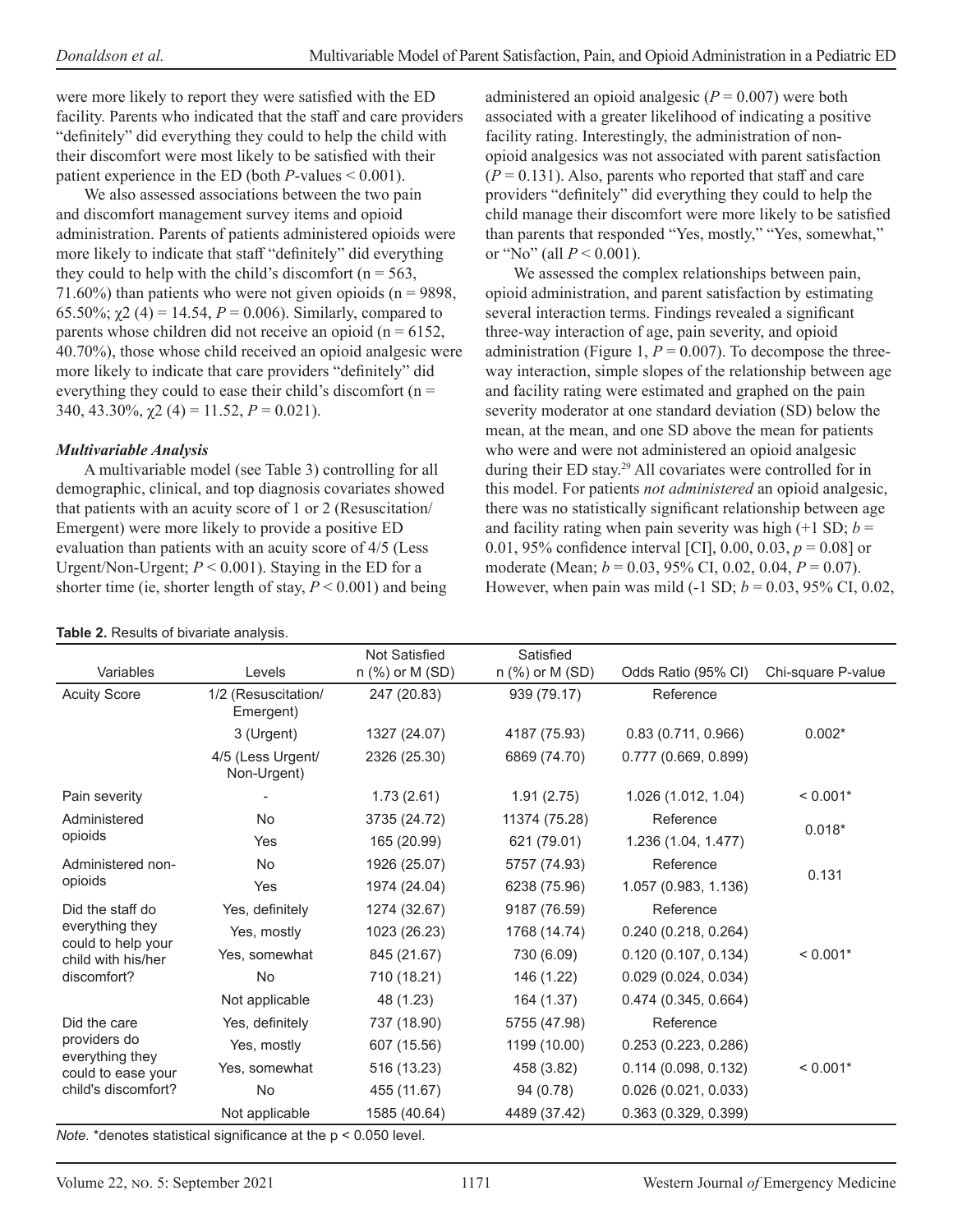were more likely to report they were satisfied with the ED facility. Parents who indicated that the staff and care providers "definitely" did everything they could to help the child with their discomfort were most likely to be satisfied with their patient experience in the ED (both *P*-values < 0.001).

We also assessed associations between the two pain and discomfort management survey items and opioid administration. Parents of patients administered opioids were more likely to indicate that staff "definitely" did everything they could to help with the child's discomfort (n = 563, 71.60%) than patients who were not given opioids (n = 9898, 65.50%; $\chi2$ (4) = 14.54, *P* = 0.006). Similarly, compared to parents whose children did not receive an opioid (n = 6152, 40.70%), those whose child received an opioid analgesic were more likely to indicate that care providers "definitely" did everything they could to ease their child's discomfort (n = 340, 43.30%, $\chi2$ (4) = 11.52, *P* = 0.021).

### *Multivariable Analysis*

A multivariable model (see Table 3) controlling for all demographic, clinical, and top diagnosis covariates showed that patients with an acuity score of 1 or 2 (Resuscitation/Emergent) were more likely to provide a positive ED evaluation than patients with an acuity score of 4/5 (Less Urgent/Non-Urgent; *P* < 0.001). Staying in the ED for a shorter time (ie, shorter length of stay, *P* < 0.001) and being administered an opioid analgesic (*P* = 0.007) were both associated with a greater likelihood of indicating a positive facility rating. Interestingly, the administration of non-opioid analgesics was not associated with parent satisfaction (*P* = 0.131). Also, parents who reported that staff and care providers "definitely" did everything they could to help the child manage their discomfort were more likely to be satisfied than parents that responded "Yes, mostly," "Yes, somewhat," or "No" (all *P* < 0.001).

We assessed the complex relationships between pain, opioid administration, and parent satisfaction by estimating several interaction terms. Findings revealed a significant three-way interaction of age, pain severity, and opioid administration (Figure 1, *P* = 0.007). To decompose the three-way interaction, simple slopes of the relationship between age and facility rating were estimated and graphed on the pain severity moderator at one standard deviation (SD) below the mean, at the mean, and one SD above the mean for patients who were and were not administered an opioid analgesic during their ED stay.[29] All covariates were controlled for in this model. For patients *not administered* an opioid analgesic, there was no statistically significant relationship between age and facility rating when pain severity was high (+1 SD; *b* = 0.01, 95% confidence interval [CI], 0.00, 0.03, *p* = 0.08] or moderate (Mean; *b* = 0.03, 95% CI, 0.02, 0.04, *P* = 0.07). However, when pain was mild (-1 SD; *b* = 0.03, 95% CI, 0.02,

**Table 2.** Results of bivariate analysis.

| Variables | Levels | Not Satisfied n (%) or M (SD) | Satisfied n (%) or M (SD) | Odds Ratio (95% CI) | Chi-square P-value |
|---|---|---|---|---|---|
| Acuity Score | 1/2 (Resuscitation/ Emergent) | 247 (20.83) | 939 (79.17) | Reference | |
| | 3 (Urgent) | 1327 (24.07) | 4187 (75.93) | 0.83 (0.711, 0.966) | 0.002* |
| | 4/5 (Less Urgent/ Non-Urgent) | 2326 (25.30) | 6869 (74.70) | 0.777 (0.669, 0.899) | |
| Pain severity | - | 1.73 (2.61) | 1.91 (2.75) | 1.026 (1.012, 1.04) | < 0.001* |
| Administered opioids | No | 3735 (24.72) | 11374 (75.28) | Reference | 0.018* |
| | Yes | 165 (20.99) | 621 (79.01) | 1.236 (1.04, 1.477) | |
| Administered non-opioids | No | 1926 (25.07) | 5757 (74.93) | Reference | 0.131 |
| | Yes | 1974 (24.04) | 6238 (75.96) | 1.057 (0.983, 1.136) | |
| Did the staff do everything they could to help your child with his/her discomfort? | Yes, definitely | 1274 (32.67) | 9187 (76.59) | Reference | < 0.001* |
| | Yes, mostly | 1023 (26.23) | 1768 (14.74) | 0.240 (0.218, 0.264) | |
| | Yes, somewhat | 845 (21.67) | 730 (6.09) | 0.120 (0.107, 0.134) | |
| | No | 710 (18.21) | 146 (1.22) | 0.029 (0.024, 0.034) | |
| | Not applicable | 48 (1.23) | 164 (1.37) | 0.474 (0.345, 0.664) | |
| Did the care providers do everything they could to ease your child's discomfort? | Yes, definitely | 737 (18.90) | 5755 (47.98) | Reference | < 0.001* |
| | Yes, mostly | 607 (15.56) | 1199 (10.00) | 0.253 (0.223, 0.286) | |
| | Yes, somewhat | 516 (13.23) | 458 (3.82) | 0.114 (0.098, 0.132) | |
| | No | 455 (11.67) | 94 (0.78) | 0.026 (0.021, 0.033) | |
| | Not applicable | 1585 (40.64) | 4489 (37.42) | 0.363 (0.329, 0.399) | |

*Note.* *denotes statistical significance at the p < 0.050 level.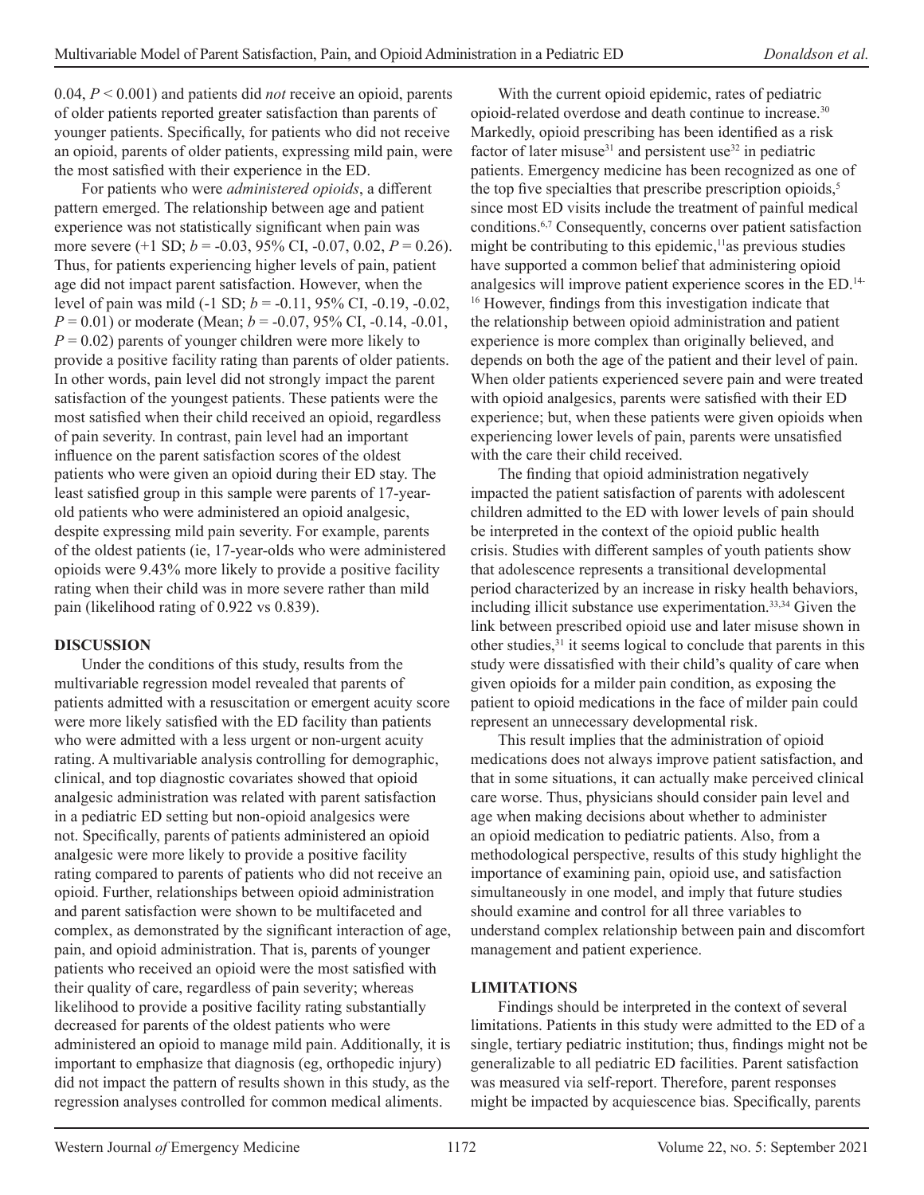0.04, $P < 0.001$) and patients did *not* receive an opioid, parents of older patients reported greater satisfaction than parents of younger patients. Specifically, for patients who did not receive an opioid, parents of older patients, expressing mild pain, were the most satisfied with their experience in the ED.

For patients who were *administered opioids*, a different pattern emerged. The relationship between age and patient experience was not statistically significant when pain was more severe (+1 SD; $b = -0.03$, 95% CI, -0.07, 0.02, $P = 0.26$). Thus, for patients experiencing higher levels of pain, patient age did not impact parent satisfaction. However, when the level of pain was mild (-1 SD; $b = -0.11$, 95% CI, -0.19, -0.02, $P = 0.01$) or moderate (Mean; $b = -0.07$, 95% CI, -0.14, -0.01, $P = 0.02$) parents of younger children were more likely to provide a positive facility rating than parents of older patients. In other words, pain level did not strongly impact the parent satisfaction of the youngest patients. These patients were the most satisfied when their child received an opioid, regardless of pain severity. In contrast, pain level had an important influence on the parent satisfaction scores of the oldest patients who were given an opioid during their ED stay. The least satisfied group in this sample were parents of 17-year-old patients who were administered an opioid analgesic, despite expressing mild pain severity. For example, parents of the oldest patients (ie, 17-year-olds who were administered opioids were 9.43% more likely to provide a positive facility rating when their child was in more severe rather than mild pain (likelihood rating of 0.922 vs 0.839).

## DISCUSSION

Under the conditions of this study, results from the multivariable regression model revealed that parents of patients admitted with a resuscitation or emergent acuity score were more likely satisfied with the ED facility than patients who were admitted with a less urgent or non-urgent acuity rating. A multivariable analysis controlling for demographic, clinical, and top diagnostic covariates showed that opioid analgesic administration was related with parent satisfaction in a pediatric ED setting but non-opioid analgesics were not. Specifically, parents of patients administered an opioid analgesic were more likely to provide a positive facility rating compared to parents of patients who did not receive an opioid. Further, relationships between opioid administration and parent satisfaction were shown to be multifaceted and complex, as demonstrated by the significant interaction of age, pain, and opioid administration. That is, parents of younger patients who received an opioid were the most satisfied with their quality of care, regardless of pain severity; whereas likelihood to provide a positive facility rating substantially decreased for parents of the oldest patients who were administered an opioid to manage mild pain. Additionally, it is important to emphasize that diagnosis (eg, orthopedic injury) did not impact the pattern of results shown in this study, as the regression analyses controlled for common medical aliments.

With the current opioid epidemic, rates of pediatric opioid-related overdose and death continue to increase.[30] Markedly, opioid prescribing has been identified as a risk factor of later misuse[31] and persistent use[32] in pediatric patients. Emergency medicine has been recognized as one of the top five specialties that prescribe prescription opioids,[5] since most ED visits include the treatment of painful medical conditions.[6,7] Consequently, concerns over patient satisfaction might be contributing to this epidemic,[11] as previous studies have supported a common belief that administering opioid analgesics will improve patient experience scores in the ED.[14-16] However, findings from this investigation indicate that the relationship between opioid administration and patient experience is more complex than originally believed, and depends on both the age of the patient and their level of pain. When older patients experienced severe pain and were treated with opioid analgesics, parents were satisfied with their ED experience; but, when these patients were given opioids when experiencing lower levels of pain, parents were unsatisfied with the care their child received.

The finding that opioid administration negatively impacted the patient satisfaction of parents with adolescent children admitted to the ED with lower levels of pain should be interpreted in the context of the opioid public health crisis. Studies with different samples of youth patients show that adolescence represents a transitional developmental period characterized by an increase in risky health behaviors, including illicit substance use experimentation.[33,34] Given the link between prescribed opioid use and later misuse shown in other studies,[31] it seems logical to conclude that parents in this study were dissatisfied with their child's quality of care when given opioids for a milder pain condition, as exposing the patient to opioid medications in the face of milder pain could represent an unnecessary developmental risk.

This result implies that the administration of opioid medications does not always improve patient satisfaction, and that in some situations, it can actually make perceived clinical care worse. Thus, physicians should consider pain level and age when making decisions about whether to administer an opioid medication to pediatric patients. Also, from a methodological perspective, results of this study highlight the importance of examining pain, opioid use, and satisfaction simultaneously in one model, and imply that future studies should examine and control for all three variables to understand complex relationship between pain and discomfort management and patient experience.

## LIMITATIONS

Findings should be interpreted in the context of several limitations. Patients in this study were admitted to the ED of a single, tertiary pediatric institution; thus, findings might not be generalizable to all pediatric ED facilities. Parent satisfaction was measured via self-report. Therefore, parent responses might be impacted by acquiescence bias. Specifically, parents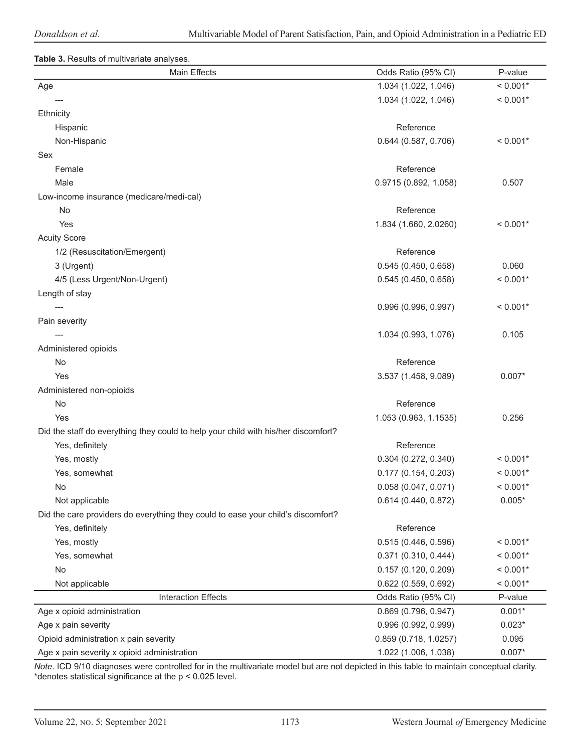**Table 3.** Results of multivariate analyses.

| Main Effects | Odds Ratio (95% CI) | P-value |
|---|---|---|
| Age | 1.034 (1.022, 1.046) | < 0.001* |
| --- | 1.034 (1.022, 1.046) | < 0.001* |
| Ethnicity | | |
| Hispanic | Reference | |
| Non-Hispanic | 0.644 (0.587, 0.706) | < 0.001* |
| Sex | | |
| Female | Reference | |
| Male | 0.9715 (0.892, 1.058) | 0.507 |
| Low-income insurance (medicare/medi-cal) | | |
| No | Reference | |
| Yes | 1.834 (1.660, 2.0260) | < 0.001* |
| Acuity Score | | |
| 1/2 (Resuscitation/Emergent) | Reference | |
| 3 (Urgent) | 0.545 (0.450, 0.658) | 0.060 |
| 4/5 (Less Urgent/Non-Urgent) | 0.545 (0.450, 0.658) | < 0.001* |
| Length of stay | | |
| --- | 0.996 (0.996, 0.997) | < 0.001* |
| Pain severity | | |
| --- | 1.034 (0.993, 1.076) | 0.105 |
| Administered opioids | | |
| No | Reference | |
| Yes | 3.537 (1.458, 9.089) | 0.007* |
| Administered non-opioids | | |
| No | Reference | |
| Yes | 1.053 (0.963, 1.1535) | 0.256 |
| Did the staff do everything they could to help your child with his/her discomfort? | | |
| Yes, definitely | Reference | |
| Yes, mostly | 0.304 (0.272, 0.340) | < 0.001* |
| Yes, somewhat | 0.177 (0.154, 0.203) | < 0.001* |
| No | 0.058 (0.047, 0.071) | < 0.001* |
| Not applicable | 0.614 (0.440, 0.872) | 0.005* |
| Did the care providers do everything they could to ease your child's discomfort? | | |
| Yes, definitely | Reference | |
| Yes, mostly | 0.515 (0.446, 0.596) | < 0.001* |
| Yes, somewhat | 0.371 (0.310, 0.444) | < 0.001* |
| No | 0.157 (0.120, 0.209) | < 0.001* |
| Not applicable | 0.622 (0.559, 0.692) | < 0.001* |
| **Interaction Effects** | **Odds Ratio (95% CI)** | **P-value** |
| Age x opioid administration | 0.869 (0.796, 0.947) | 0.001* |
| Age x pain severity | 0.996 (0.992, 0.999) | 0.023* |
| Opioid administration x pain severity | 0.859 (0.718, 1.0257) | 0.095 |
| Age x pain severity x opioid administration | 1.022 (1.006, 1.038) | 0.007* |

*Note*. ICD 9/10 diagnoses were controlled for in the multivariate model but are not depicted in this table to maintain conceptual clarity.
*denotes statistical significance at the $p < 0.025$ level.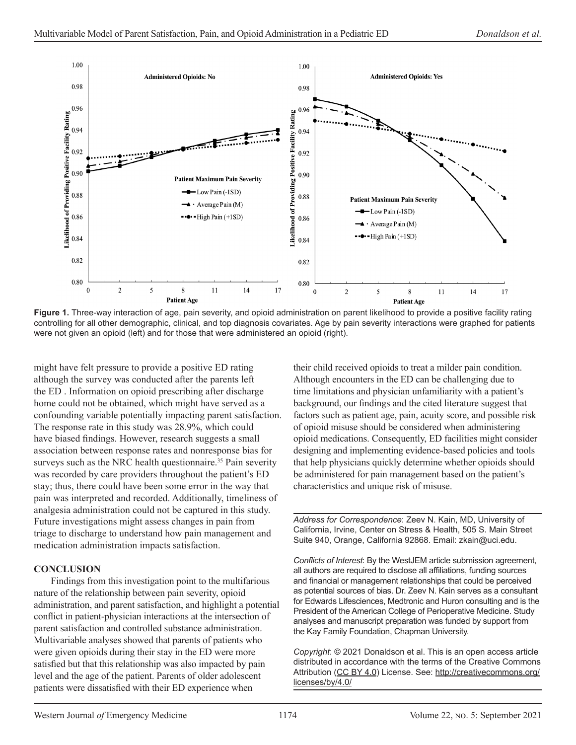Figure 1. Three-way interaction of age, pain severity, and opioid administration on parent likelihood to provide a positive facility rating controlling for all other demographic, clinical, and top diagnosis covariates. Age by pain severity interactions were graphed for patients were not given an opioid (left) and for those that were administered an opioid (right).

might have felt pressure to provide a positive ED rating although the survey was conducted after the parents left the ED . Information on opioid prescribing after discharge home could not be obtained, which might have served as a confounding variable potentially impacting parent satisfaction. The response rate in this study was 28.9%, which could have biased findings. However, research suggests a small association between response rates and nonresponse bias for surveys such as the NRC health questionnaire.[35] Pain severity was recorded by care providers throughout the patient's ED stay; thus, there could have been some error in the way that pain was interpreted and recorded. Additionally, timeliness of analgesia administration could not be captured in this study. Future investigations might assess changes in pain from triage to discharge to understand how pain management and medication administration impacts satisfaction.

## CONCLUSION

Findings from this investigation point to the multifarious nature of the relationship between pain severity, opioid administration, and parent satisfaction, and highlight a potential conflict in patient-physician interactions at the intersection of parent satisfaction and controlled substance administration. Multivariable analyses showed that parents of patients who were given opioids during their stay in the ED were more satisfied but that this relationship was also impacted by pain level and the age of the patient. Parents of older adolescent patients were dissatisfied with their ED experience when their child received opioids to treat a milder pain condition. Although encounters in the ED can be challenging due to time limitations and physician unfamiliarity with a patient's background, our findings and the cited literature suggest that factors such as patient age, pain, acuity score, and possible risk of opioid misuse should be considered when administering opioid medications. Consequently, ED facilities might consider designing and implementing evidence-based policies and tools that help physicians quickly determine whether opioids should be administered for pain management based on the patient's characteristics and unique risk of misuse.

*Address for Correspondence*: Zeev N. Kain, MD, University of California, Irvine, Center on Stress & Health, 505 S. Main Street Suite 940, Orange, California 92868. Email: zkain@uci.edu.

*Conflicts of Interest*: By the WestJEM article submission agreement, all authors are required to disclose all affiliations, funding sources and financial or management relationships that could be perceived as potential sources of bias. Dr. Zeev N. Kain serves as a consultant for Edwards Lifesciences, Medtronic and Huron consulting and is the President of the American College of Perioperative Medicine. Study analyses and manuscript preparation was funded by support from the Kay Family Foundation, Chapman University.

*Copyright*: © 2021 Donaldson et al. This is an open access article distributed in accordance with the terms of the Creative Commons Attribution (CC BY 4.0) License. See: http://creativecommons.org/licenses/by/4.0/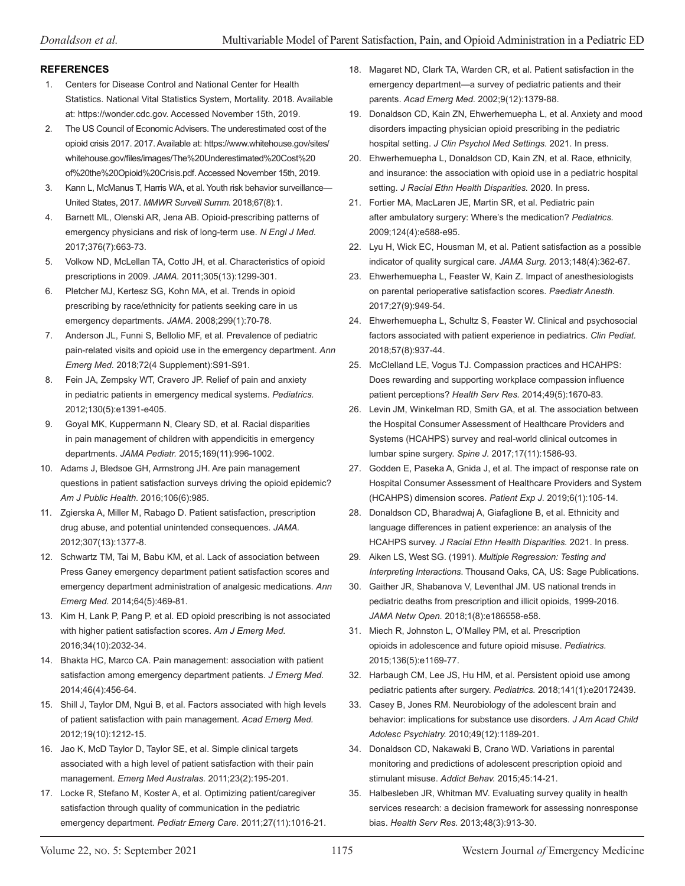## REFERENCES

1. Centers for Disease Control and National Center for Health Statistics. National Vital Statistics System, Mortality. 2018. Available at: https://wonder.cdc.gov. Accessed November 15th, 2019.
2. The US Council of Economic Advisers. The underestimated cost of the opioid crisis 2017. 2017. Available at: https://www.whitehouse.gov/sites/whitehouse.gov/files/images/The%20Underestimated%20Cost%20of%20the%20Opioid%20Crisis.pdf. Accessed November 15th, 2019.
3. Kann L, McManus T, Harris WA, et al. Youth risk behavior surveillance—United States, 2017. *MMWR Surveill Summ.* 2018;67(8):1.
4. Barnett ML, Olenski AR, Jena AB. Opioid-prescribing patterns of emergency physicians and risk of long-term use. *N Engl J Med.* 2017;376(7):663-73.
5. Volkow ND, McLellan TA, Cotto JH, et al. Characteristics of opioid prescriptions in 2009. *JAMA.* 2011;305(13):1299-301.
6. Pletcher MJ, Kertesz SG, Kohn MA, et al. Trends in opioid prescribing by race/ethnicity for patients seeking care in us emergency departments. *JAMA.* 2008;299(1):70-78.
7. Anderson JL, Funni S, Bellolio MF, et al. Prevalence of pediatric pain-related visits and opioid use in the emergency department. *Ann Emerg Med.* 2018;72(4 Supplement):S91-S91.
8. Fein JA, Zempsky WT, Cravero JP. Relief of pain and anxiety in pediatric patients in emergency medical systems. *Pediatrics.* 2012;130(5):e1391-e405.
9. Goyal MK, Kuppermann N, Cleary SD, et al. Racial disparities in pain management of children with appendicitis in emergency departments. *JAMA Pediatr.* 2015;169(11):996-1002.
10. Adams J, Bledsoe GH, Armstrong JH. Are pain management questions in patient satisfaction surveys driving the opioid epidemic? *Am J Public Health.* 2016;106(6):985.
11. Zgierska A, Miller M, Rabago D. Patient satisfaction, prescription drug abuse, and potential unintended consequences. *JAMA.* 2012;307(13):1377-8.
12. Schwartz TM, Tai M, Babu KM, et al. Lack of association between Press Ganey emergency department patient satisfaction scores and emergency department administration of analgesic medications. *Ann Emerg Med.* 2014;64(5):469-81.
13. Kim H, Lank P, Pang P, et al. ED opioid prescribing is not associated with higher patient satisfaction scores. *Am J Emerg Med.* 2016;34(10):2032-34.
14. Bhakta HC, Marco CA. Pain management: association with patient satisfaction among emergency department patients. *J Emerg Med.* 2014;46(4):456-64.
15. Shill J, Taylor DM, Ngui B, et al. Factors associated with high levels of patient satisfaction with pain management. *Acad Emerg Med.* 2012;19(10):1212-15.
16. Jao K, McD Taylor D, Taylor SE, et al. Simple clinical targets associated with a high level of patient satisfaction with their pain management. *Emerg Med Australas.* 2011;23(2):195-201.
17. Locke R, Stefano M, Koster A, et al. Optimizing patient/caregiver satisfaction through quality of communication in the pediatric emergency department. *Pediatr Emerg Care.* 2011;27(11):1016-21.
18. Magaret ND, Clark TA, Warden CR, et al. Patient satisfaction in the emergency department—a survey of pediatric patients and their parents. *Acad Emerg Med.* 2002;9(12):1379-88.
19. Donaldson CD, Kain ZN, Ehwerhemuepha L, et al. Anxiety and mood disorders impacting physician opioid prescribing in the pediatric hospital setting. *J Clin Psychol Med Settings.* 2021. In press.
20. Ehwerhemuepha L, Donaldson CD, Kain ZN, et al. Race, ethnicity, and insurance: the association with opioid use in a pediatric hospital setting. *J Racial Ethn Health Disparities.* 2020. In press.
21. Fortier MA, MacLaren JE, Martin SR, et al. Pediatric pain after ambulatory surgery: Where's the medication? *Pediatrics.* 2009;124(4):e588-e95.
22. Lyu H, Wick EC, Housman M, et al. Patient satisfaction as a possible indicator of quality surgical care. *JAMA Surg.* 2013;148(4):362-67.
23. Ehwerhemuepha L, Feaster W, Kain Z. Impact of anesthesiologists on parental perioperative satisfaction scores. *Paediatr Anesth.* 2017;27(9):949-54.
24. Ehwerhemuepha L, Schultz S, Feaster W. Clinical and psychosocial factors associated with patient experience in pediatrics. *Clin Pediat.* 2018;57(8):937-44.
25. McClelland LE, Vogus TJ. Compassion practices and HCAHPS: Does rewarding and supporting workplace compassion influence patient perceptions? *Health Serv Res.* 2014;49(5):1670-83.
26. Levin JM, Winkelman RD, Smith GA, et al. The association between the Hospital Consumer Assessment of Healthcare Providers and Systems (HCAHPS) survey and real-world clinical outcomes in lumbar spine surgery. *Spine J.* 2017;17(11):1586-93.
27. Godden E, Paseka A, Gnida J, et al. The impact of response rate on Hospital Consumer Assessment of Healthcare Providers and System (HCAHPS) dimension scores. *Patient Exp J.* 2019;6(1):105-14.
28. Donaldson CD, Bharadwaj A, Giafaglione B, et al. Ethnicity and language differences in patient experience: an analysis of the HCAHPS survey. *J Racial Ethn Health Disparities.* 2021. In press.
29. Aiken LS, West SG. (1991). *Multiple Regression: Testing and Interpreting Interactions.* Thousand Oaks, CA, US: Sage Publications.
30. Gaither JR, Shabanova V, Leventhal JM. US national trends in pediatric deaths from prescription and illicit opioids, 1999-2016. *JAMA Netw Open.* 2018;1(8):e186558-e58.
31. Miech R, Johnston L, O'Malley PM, et al. Prescription opioids in adolescence and future opioid misuse. *Pediatrics.* 2015;136(5):e1169-77.
32. Harbaugh CM, Lee JS, Hu HM, et al. Persistent opioid use among pediatric patients after surgery. *Pediatrics.* 2018;141(1):e20172439.
33. Casey B, Jones RM. Neurobiology of the adolescent brain and behavior: implications for substance use disorders. *J Am Acad Child Adolesc Psychiatry.* 2010;49(12):1189-201.
34. Donaldson CD, Nakawaki B, Crano WD. Variations in parental monitoring and predictions of adolescent prescription opioid and stimulant misuse. *Addict Behav.* 2015;45:14-21.
35. Halbesleben JR, Whitman MV. Evaluating survey quality in health services research: a decision framework for assessing nonresponse bias. *Health Serv Res.* 2013;48(3):913-30.